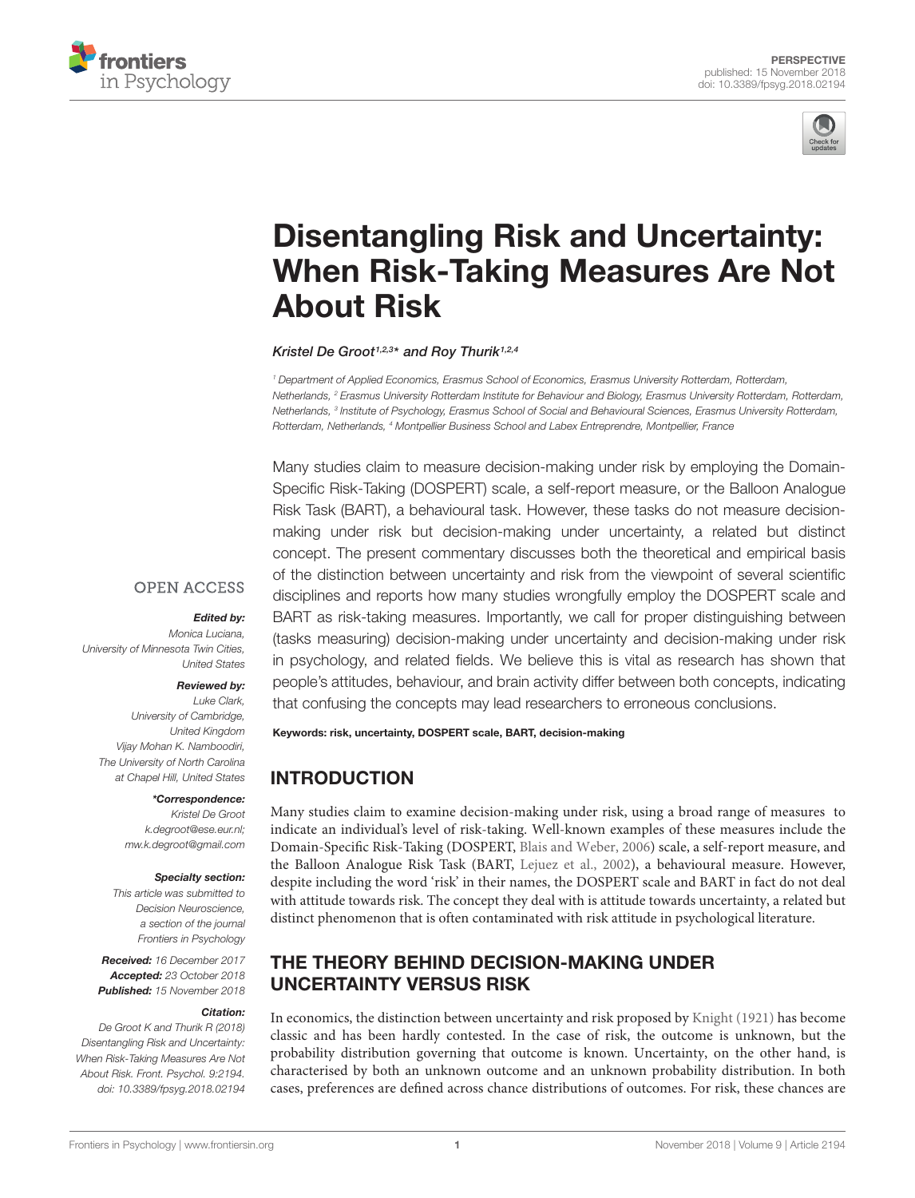PERSPECTIVE
published: 15 November 2018
doi: 10.3389/fpsyg.2018.02194

# Disentangling Risk and Uncertainty: When Risk-Taking Measures Are Not About Risk

*Kristel De Groot[1,2,3]\* and Roy Thurik[1,2,4]*

[1] Department of Applied Economics, Erasmus School of Economics, Erasmus University Rotterdam, Rotterdam, Netherlands, [2] Erasmus University Rotterdam Institute for Behaviour and Biology, Erasmus University Rotterdam, Rotterdam, Netherlands, [3] Institute of Psychology, Erasmus School of Social and Behavioural Sciences, Erasmus University Rotterdam, Rotterdam, Netherlands, [4] Montpellier Business School and Labex Entreprendre, Montpellier, France

Many studies claim to measure decision-making under risk by employing the Domain-Specific Risk-Taking (DOSPERT) scale, a self-report measure, or the Balloon Analogue Risk Task (BART), a behavioural task. However, these tasks do not measure decision-making under risk but decision-making under uncertainty, a related but distinct concept. The present commentary discusses both the theoretical and empirical basis of the distinction between uncertainty and risk from the viewpoint of several scientific disciplines and reports how many studies wrongfully employ the DOSPERT scale and BART as risk-taking measures. Importantly, we call for proper distinguishing between (tasks measuring) decision-making under uncertainty and decision-making under risk in psychology, and related fields. We believe this is vital as research has shown that people's attitudes, behaviour, and brain activity differ between both concepts, indicating that confusing the concepts may lead researchers to erroneous conclusions.

**Keywords:** risk, uncertainty, DOSPERT scale, BART, decision-making

OPEN ACCESS

***Edited by:***
*Monica Luciana, University of Minnesota Twin Cities, United States*

***Reviewed by:***
*Luke Clark, University of Cambridge, United Kingdom*
*Vijay Mohan K. Namboodiri, The University of North Carolina at Chapel Hill, United States*

***\*Correspondence:***
*Kristel De Groot*
*k.degroot@ese.eur.nl; mw.k.degroot@gmail.com*

***Specialty section:***
*This article was submitted to Decision Neuroscience, a section of the journal Frontiers in Psychology*

***Received:*** *16 December 2017*
***Accepted:*** *23 October 2018*
***Published:*** *15 November 2018*

***Citation:***
*De Groot K and Thurik R (2018) Disentangling Risk and Uncertainty: When Risk-Taking Measures Are Not About Risk. Front. Psychol. 9:2194. doi: 10.3389/fpsyg.2018.02194*

## INTRODUCTION

Many studies claim to examine decision-making under risk, using a broad range of measures to indicate an individual's level of risk-taking. Well-known examples of these measures include the Domain-Specific Risk-Taking (DOSPERT, Blais and Weber, 2006) scale, a self-report measure, and the Balloon Analogue Risk Task (BART, Lejuez et al., 2002), a behavioural measure. However, despite including the word 'risk' in their names, the DOSPERT scale and BART in fact do not deal with attitude towards risk. The concept they deal with is attitude towards uncertainty, a related but distinct phenomenon that is often contaminated with risk attitude in psychological literature.

## THE THEORY BEHIND DECISION-MAKING UNDER UNCERTAINTY VERSUS RISK

In economics, the distinction between uncertainty and risk proposed by Knight (1921) has become classic and has been hardly contested. In the case of risk, the outcome is unknown, but the probability distribution governing that outcome is known. Uncertainty, on the other hand, is characterised by both an unknown outcome and an unknown probability distribution. In both cases, preferences are defined across chance distributions of outcomes. For risk, these chances are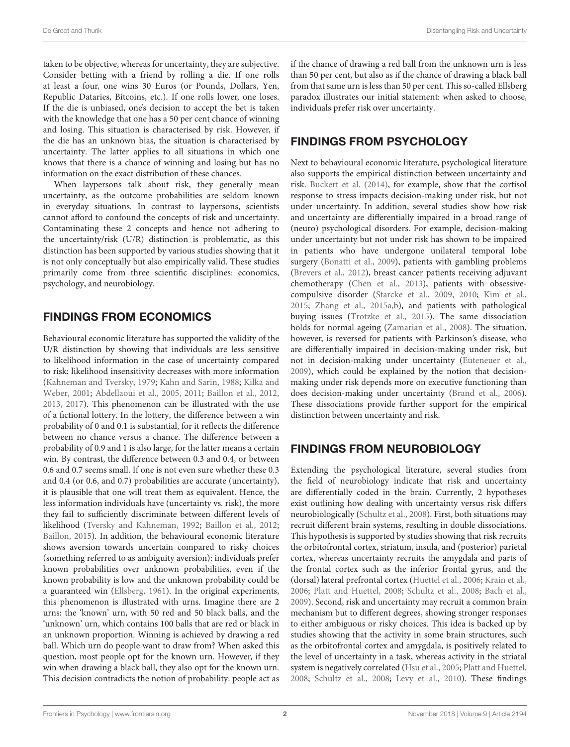taken to be objective, whereas for uncertainty, they are subjective. Consider betting with a friend by rolling a die. If one rolls at least a four, one wins 30 Euros (or Pounds, Dollars, Yen, Republic Dataries, Bitcoins, etc.). If one rolls lower, one loses. If the die is unbiased, one's decision to accept the bet is taken with the knowledge that one has a 50 per cent chance of winning and losing. This situation is characterised by risk. However, if the die has an unknown bias, the situation is characterised by uncertainty. The latter applies to all situations in which one knows that there is a chance of winning and losing but has no information on the exact distribution of these chances.

When laypersons talk about risk, they generally mean uncertainty, as the outcome probabilities are seldom known in everyday situations. In contrast to laypersons, scientists cannot afford to confound the concepts of risk and uncertainty. Contaminating these 2 concepts and hence not adhering to the uncertainty/risk (U/R) distinction is problematic, as this distinction has been supported by various studies showing that it is not only conceptually but also empirically valid. These studies primarily come from three scientific disciplines: economics, psychology, and neurobiology.

## FINDINGS FROM ECONOMICS

Behavioural economic literature has supported the validity of the U/R distinction by showing that individuals are less sensitive to likelihood information in the case of uncertainty compared to risk: likelihood insensitivity decreases with more information (Kahneman and Tversky, 1979; Kahn and Sarin, 1988; Kilka and Weber, 2001; Abdellaoui et al., 2005, 2011; Baillon et al., 2012, 2013, 2017). This phenomenon can be illustrated with the use of a fictional lottery. In the lottery, the difference between a win probability of 0 and 0.1 is substantial, for it reflects the difference between no chance versus a chance. The difference between a probability of 0.9 and 1 is also large, for the latter means a certain win. By contrast, the difference between 0.3 and 0.4, or between 0.6 and 0.7 seems small. If one is not even sure whether these 0.3 and 0.4 (or 0.6, and 0.7) probabilities are accurate (uncertainty), it is plausible that one will treat them as equivalent. Hence, the less information individuals have (uncertainty vs. risk), the more they fail to sufficiently discriminate between different levels of likelihood (Tversky and Kahneman, 1992; Baillon et al., 2012; Baillon, 2015). In addition, the behavioural economic literature shows aversion towards uncertain compared to risky choices (something referred to as ambiguity aversion): individuals prefer known probabilities over unknown probabilities, even if the known probability is low and the unknown probability could be a guaranteed win (Ellsberg, 1961). In the original experiments, this phenomenon is illustrated with urns. Imagine there are 2 urns: the 'known' urn, with 50 red and 50 black balls, and the 'unknown' urn, which contains 100 balls that are red or black in an unknown proportion. Winning is achieved by drawing a red ball. Which urn do people want to draw from? When asked this question, most people opt for the known urn. However, if they win when drawing a black ball, they also opt for the known urn. This decision contradicts the notion of probability: people act as if the chance of drawing a red ball from the unknown urn is less than 50 per cent, but also as if the chance of drawing a black ball from that same urn is less than 50 per cent. This so-called Ellsberg paradox illustrates our initial statement: when asked to choose, individuals prefer risk over uncertainty.

## FINDINGS FROM PSYCHOLOGY

Next to behavioural economic literature, psychological literature also supports the empirical distinction between uncertainty and risk. Buckert et al. (2014), for example, show that the cortisol response to stress impacts decision-making under risk, but not under uncertainty. In addition, several studies show how risk and uncertainty are differentially impaired in a broad range of (neuro) psychological disorders. For example, decision-making under uncertainty but not under risk has shown to be impaired in patients who have undergone unilateral temporal lobe surgery (Bonatti et al., 2009), patients with gambling problems (Brevers et al., 2012), breast cancer patients receiving adjuvant chemotherapy (Chen et al., 2013), patients with obsessive-compulsive disorder (Starcke et al., 2009, 2010; Kim et al., 2015; Zhang et al., 2015a,b), and patients with pathological buying issues (Trotzke et al., 2015). The same dissociation holds for normal ageing (Zamarian et al., 2008). The situation, however, is reversed for patients with Parkinson's disease, who are differentially impaired in decision-making under risk, but not in decision-making under uncertainty (Euteneuer et al., 2009), which could be explained by the notion that decision-making under risk depends more on executive functioning than does decision-making under uncertainty (Brand et al., 2006). These dissociations provide further support for the empirical distinction between uncertainty and risk.

## FINDINGS FROM NEUROBIOLOGY

Extending the psychological literature, several studies from the field of neurobiology indicate that risk and uncertainty are differentially coded in the brain. Currently, 2 hypotheses exist outlining how dealing with uncertainty versus risk differs neurobiologically (Schultz et al., 2008). First, both situations may recruit different brain systems, resulting in double dissociations. This hypothesis is supported by studies showing that risk recruits the orbitofrontal cortex, striatum, insula, and (posterior) parietal cortex, whereas uncertainty recruits the amygdala and parts of the frontal cortex such as the inferior frontal gyrus, and the (dorsal) lateral prefrontal cortex (Huettel et al., 2006; Krain et al., 2006; Platt and Huettel, 2008; Schultz et al., 2008; Bach et al., 2009). Second, risk and uncertainty may recruit a common brain mechanism but to different degrees, showing stronger responses to either ambiguous or risky choices. This idea is backed up by studies showing that the activity in some brain structures, such as the orbitofrontal cortex and amygdala, is positively related to the level of uncertainty in a task, whereas activity in the striatal system is negatively correlated (Hsu et al., 2005; Platt and Huettel, 2008; Schultz et al., 2008; Levy et al., 2010). These findings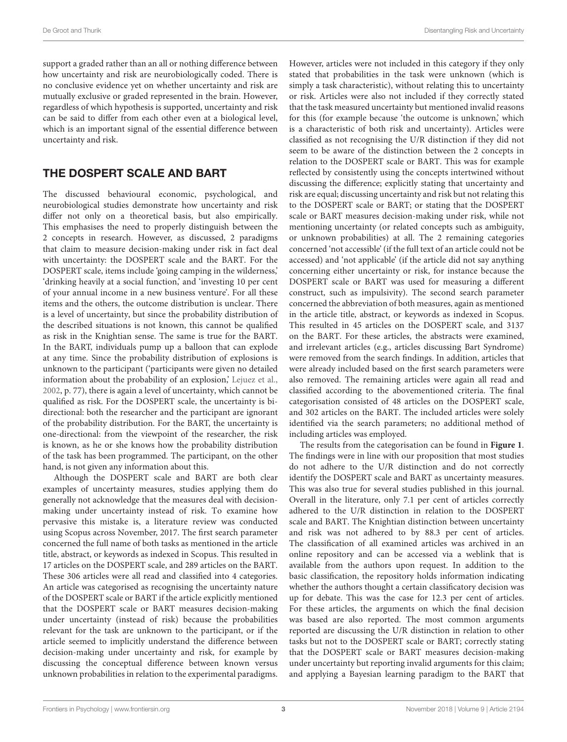support a graded rather than an all or nothing difference between how uncertainty and risk are neurobiologically coded. There is no conclusive evidence yet on whether uncertainty and risk are mutually exclusive or graded represented in the brain. However, regardless of which hypothesis is supported, uncertainty and risk can be said to differ from each other even at a biological level, which is an important signal of the essential difference between uncertainty and risk.

## THE DOSPERT SCALE AND BART

The discussed behavioural economic, psychological, and neurobiological studies demonstrate how uncertainty and risk differ not only on a theoretical basis, but also empirically. This emphasises the need to properly distinguish between the 2 concepts in research. However, as discussed, 2 paradigms that claim to measure decision-making under risk in fact deal with uncertainty: the DOSPERT scale and the BART. For the DOSPERT scale, items include 'going camping in the wilderness,' 'drinking heavily at a social function,' and 'investing 10 per cent of your annual income in a new business venture'. For all these items and the others, the outcome distribution is unclear. There is a level of uncertainty, but since the probability distribution of the described situations is not known, this cannot be qualified as risk in the Knightian sense. The same is true for the BART. In the BART, individuals pump up a balloon that can explode at any time. Since the probability distribution of explosions is unknown to the participant ('participants were given no detailed information about the probability of an explosion,' Lejuez et al., 2002, p. 77), there is again a level of uncertainty, which cannot be qualified as risk. For the DOSPERT scale, the uncertainty is bi-directional: both the researcher and the participant are ignorant of the probability distribution. For the BART, the uncertainty is one-directional: from the viewpoint of the researcher, the risk is known, as he or she knows how the probability distribution of the task has been programmed. The participant, on the other hand, is not given any information about this.

Although the DOSPERT scale and BART are both clear examples of uncertainty measures, studies applying them do generally not acknowledge that the measures deal with decision-making under uncertainty instead of risk. To examine how pervasive this mistake is, a literature review was conducted using Scopus across November, 2017. The first search parameter concerned the full name of both tasks as mentioned in the article title, abstract, or keywords as indexed in Scopus. This resulted in 17 articles on the DOSPERT scale, and 289 articles on the BART. These 306 articles were all read and classified into 4 categories. An article was categorised as recognising the uncertainty nature of the DOSPERT scale or BART if the article explicitly mentioned that the DOSPERT scale or BART measures decision-making under uncertainty (instead of risk) because the probabilities relevant for the task are unknown to the participant, or if the article seemed to implicitly understand the difference between decision-making under uncertainty and risk, for example by discussing the conceptual difference between known versus unknown probabilities in relation to the experimental paradigms. However, articles were not included in this category if they only stated that probabilities in the task were unknown (which is simply a task characteristic), without relating this to uncertainty or risk. Articles were also not included if they correctly stated that the task measured uncertainty but mentioned invalid reasons for this (for example because 'the outcome is unknown,' which is a characteristic of both risk and uncertainty). Articles were classified as not recognising the U/R distinction if they did not seem to be aware of the distinction between the 2 concepts in relation to the DOSPERT scale or BART. This was for example reflected by consistently using the concepts intertwined without discussing the difference; explicitly stating that uncertainty and risk are equal; discussing uncertainty and risk but not relating this to the DOSPERT scale or BART; or stating that the DOSPERT scale or BART measures decision-making under risk, while not mentioning uncertainty (or related concepts such as ambiguity, or unknown probabilities) at all. The 2 remaining categories concerned 'not accessible' (if the full text of an article could not be accessed) and 'not applicable' (if the article did not say anything concerning either uncertainty or risk, for instance because the DOSPERT scale or BART was used for measuring a different construct, such as impulsivity). The second search parameter concerned the abbreviation of both measures, again as mentioned in the article title, abstract, or keywords as indexed in Scopus. This resulted in 45 articles on the DOSPERT scale, and 3137 on the BART. For these articles, the abstracts were examined, and irrelevant articles (e.g., articles discussing Bart Syndrome) were removed from the search findings. In addition, articles that were already included based on the first search parameters were also removed. The remaining articles were again all read and classified according to the abovementioned criteria. The final categorisation consisted of 48 articles on the DOSPERT scale, and 302 articles on the BART. The included articles were solely identified via the search parameters; no additional method of including articles was employed.

The results from the categorisation can be found in **Figure 1**. The findings were in line with our proposition that most studies do not adhere to the U/R distinction and do not correctly identify the DOSPERT scale and BART as uncertainty measures. This was also true for several studies published in this journal. Overall in the literature, only 7.1 per cent of articles correctly adhered to the U/R distinction in relation to the DOSPERT scale and BART. The Knightian distinction between uncertainty and risk was not adhered to by 88.3 per cent of articles. The classification of all examined articles was archived in an online repository and can be accessed via a weblink that is available from the authors upon request. In addition to the basic classification, the repository holds information indicating whether the authors thought a certain classificatory decision was up for debate. This was the case for 12.3 per cent of articles. For these articles, the arguments on which the final decision was based are also reported. The most common arguments reported are discussing the U/R distinction in relation to other tasks but not to the DOSPERT scale or BART; correctly stating that the DOSPERT scale or BART measures decision-making under uncertainty but reporting invalid arguments for this claim; and applying a Bayesian learning paradigm to the BART that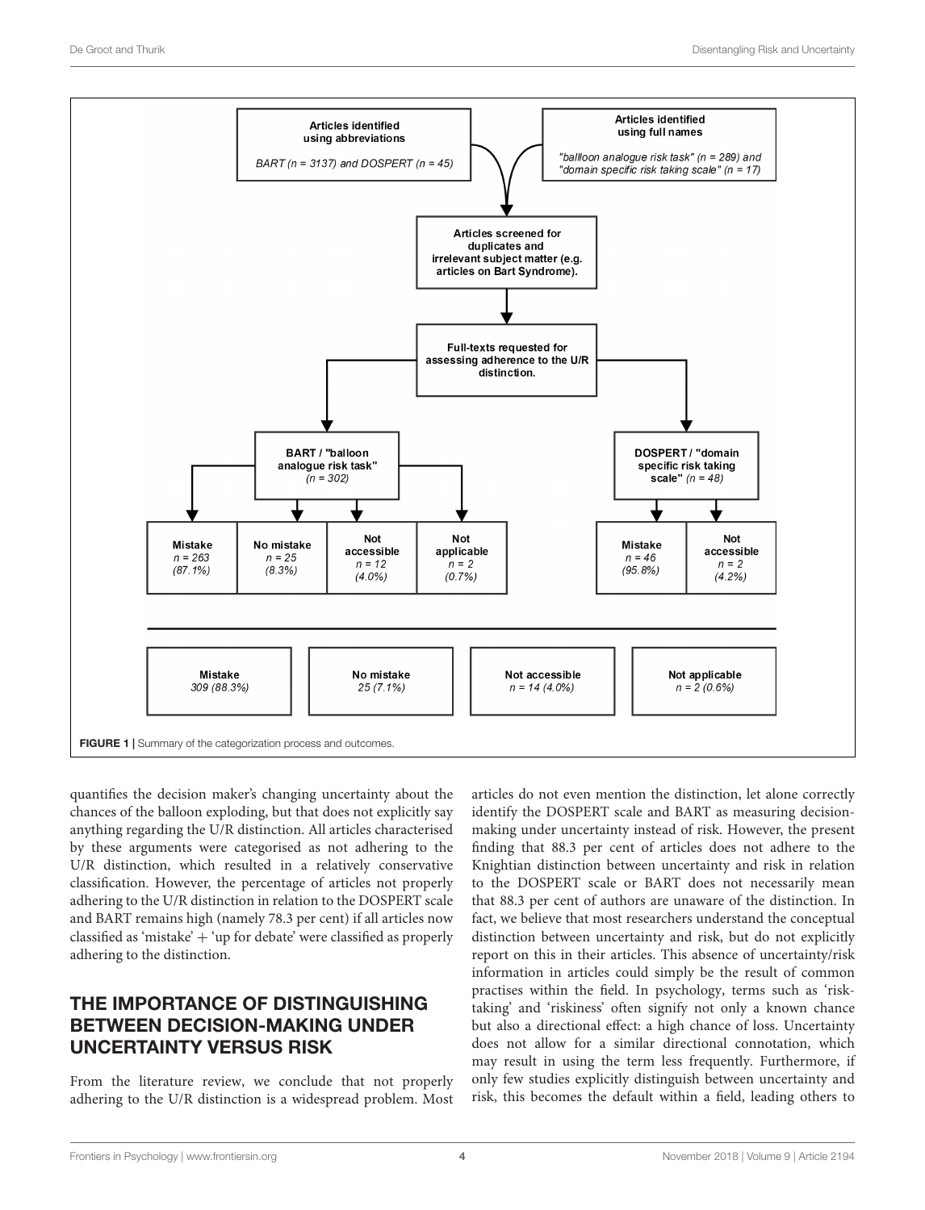Articles identified using abbreviations

BART (n = 3137) and DOSPERT (n = 45)

Articles identified using full names

"ballloon analogue risk task" (n = 289) and "domain specific risk taking scale" (n = 17)

Articles screened for duplicates and irrelevant subject matter (e.g. articles on Bart Syndrome).

Full-texts requested for assessing adherence to the U/R distinction.

BART / "balloon analogue risk task" (n = 302)

| Mistake | No mistake | Not accessible | Not applicable |
|---|---|---|---|
| n = 263 (87.1%) | n = 25 (8.3%) | n = 12 (4.0%) | n = 2 (0.7%) |

DOSPERT / "domain specific risk taking scale" (n = 48)

| Mistake | Not accessible |
|---|---|
| n = 46 (95.8%) | n = 2 (4.2%) |

| Mistake | No mistake | Not accessible | Not applicable |
|---|---|---|---|
| 309 (88.3%) | 25 (7.1%) | n = 14 (4.0%) | n = 2 (0.6%) |

**FIGURE 1** | Summary of the categorization process and outcomes.

quantifies the decision maker's changing uncertainty about the chances of the balloon exploding, but that does not explicitly say anything regarding the U/R distinction. All articles characterised by these arguments were categorised as not adhering to the U/R distinction, which resulted in a relatively conservative classification. However, the percentage of articles not properly adhering to the U/R distinction in relation to the DOSPERT scale and BART remains high (namely 78.3 per cent) if all articles now classified as 'mistake' + 'up for debate' were classified as properly adhering to the distinction.

## THE IMPORTANCE OF DISTINGUISHING BETWEEN DECISION-MAKING UNDER UNCERTAINTY VERSUS RISK

From the literature review, we conclude that not properly adhering to the U/R distinction is a widespread problem. Most articles do not even mention the distinction, let alone correctly identify the DOSPERT scale and BART as measuring decision-making under uncertainty instead of risk. However, the present finding that 88.3 per cent of articles does not adhere to the Knightian distinction between uncertainty and risk in relation to the DOSPERT scale or BART does not necessarily mean that 88.3 per cent of authors are unaware of the distinction. In fact, we believe that most researchers understand the conceptual distinction between uncertainty and risk, but do not explicitly report on this in their articles. This absence of uncertainty/risk information in articles could simply be the result of common practises within the field. In psychology, terms such as 'risk-taking' and 'riskiness' often signify not only a known chance but also a directional effect: a high chance of loss. Uncertainty does not allow for a similar directional connotation, which may result in using the term less frequently. Furthermore, if only few studies explicitly distinguish between uncertainty and risk, this becomes the default within a field, leading others to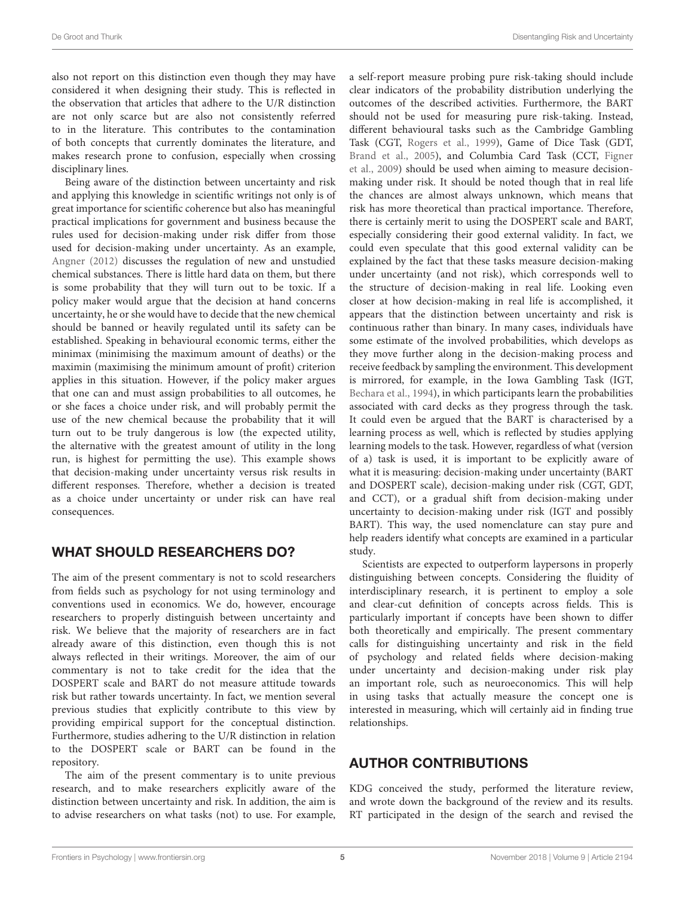also not report on this distinction even though they may have considered it when designing their study. This is reflected in the observation that articles that adhere to the U/R distinction are not only scarce but are also not consistently referred to in the literature. This contributes to the contamination of both concepts that currently dominates the literature, and makes research prone to confusion, especially when crossing disciplinary lines.

Being aware of the distinction between uncertainty and risk and applying this knowledge in scientific writings not only is of great importance for scientific coherence but also has meaningful practical implications for government and business because the rules used for decision-making under risk differ from those used for decision-making under uncertainty. As an example, Angner (2012) discusses the regulation of new and unstudied chemical substances. There is little hard data on them, but there is some probability that they will turn out to be toxic. If a policy maker would argue that the decision at hand concerns uncertainty, he or she would have to decide that the new chemical should be banned or heavily regulated until its safety can be established. Speaking in behavioural economic terms, either the minimax (minimising the maximum amount of deaths) or the maximin (maximising the minimum amount of profit) criterion applies in this situation. However, if the policy maker argues that one can and must assign probabilities to all outcomes, he or she faces a choice under risk, and will probably permit the use of the new chemical because the probability that it will turn out to be truly dangerous is low (the expected utility, the alternative with the greatest amount of utility in the long run, is highest for permitting the use). This example shows that decision-making under uncertainty versus risk results in different responses. Therefore, whether a decision is treated as a choice under uncertainty or under risk can have real consequences.

## WHAT SHOULD RESEARCHERS DO?

The aim of the present commentary is not to scold researchers from fields such as psychology for not using terminology and conventions used in economics. We do, however, encourage researchers to properly distinguish between uncertainty and risk. We believe that the majority of researchers are in fact already aware of this distinction, even though this is not always reflected in their writings. Moreover, the aim of our commentary is not to take credit for the idea that the DOSPERT scale and BART do not measure attitude towards risk but rather towards uncertainty. In fact, we mention several previous studies that explicitly contribute to this view by providing empirical support for the conceptual distinction. Furthermore, studies adhering to the U/R distinction in relation to the DOSPERT scale or BART can be found in the repository.

The aim of the present commentary is to unite previous research, and to make researchers explicitly aware of the distinction between uncertainty and risk. In addition, the aim is to advise researchers on what tasks (not) to use. For example, a self-report measure probing pure risk-taking should include clear indicators of the probability distribution underlying the outcomes of the described activities. Furthermore, the BART should not be used for measuring pure risk-taking. Instead, different behavioural tasks such as the Cambridge Gambling Task (CGT, Rogers et al., 1999), Game of Dice Task (GDT, Brand et al., 2005), and Columbia Card Task (CCT, Figner et al., 2009) should be used when aiming to measure decision-making under risk. It should be noted though that in real life the chances are almost always unknown, which means that risk has more theoretical than practical importance. Therefore, there is certainly merit to using the DOSPERT scale and BART, especially considering their good external validity. In fact, we could even speculate that this good external validity can be explained by the fact that these tasks measure decision-making under uncertainty (and not risk), which corresponds well to the structure of decision-making in real life. Looking even closer at how decision-making in real life is accomplished, it appears that the distinction between uncertainty and risk is continuous rather than binary. In many cases, individuals have some estimate of the involved probabilities, which develops as they move further along in the decision-making process and receive feedback by sampling the environment. This development is mirrored, for example, in the Iowa Gambling Task (IGT, Bechara et al., 1994), in which participants learn the probabilities associated with card decks as they progress through the task. It could even be argued that the BART is characterised by a learning process as well, which is reflected by studies applying learning models to the task. However, regardless of what (version of a) task is used, it is important to be explicitly aware of what it is measuring: decision-making under uncertainty (BART and DOSPERT scale), decision-making under risk (CGT, GDT, and CCT), or a gradual shift from decision-making under uncertainty to decision-making under risk (IGT and possibly BART). This way, the used nomenclature can stay pure and help readers identify what concepts are examined in a particular study.

Scientists are expected to outperform laypersons in properly distinguishing between concepts. Considering the fluidity of interdisciplinary research, it is pertinent to employ a sole and clear-cut definition of concepts across fields. This is particularly important if concepts have been shown to differ both theoretically and empirically. The present commentary calls for distinguishing uncertainty and risk in the field of psychology and related fields where decision-making under uncertainty and decision-making under risk play an important role, such as neuroeconomics. This will help in using tasks that actually measure the concept one is interested in measuring, which will certainly aid in finding true relationships.

## AUTHOR CONTRIBUTIONS

KDG conceived the study, performed the literature review, and wrote down the background of the review and its results. RT participated in the design of the search and revised the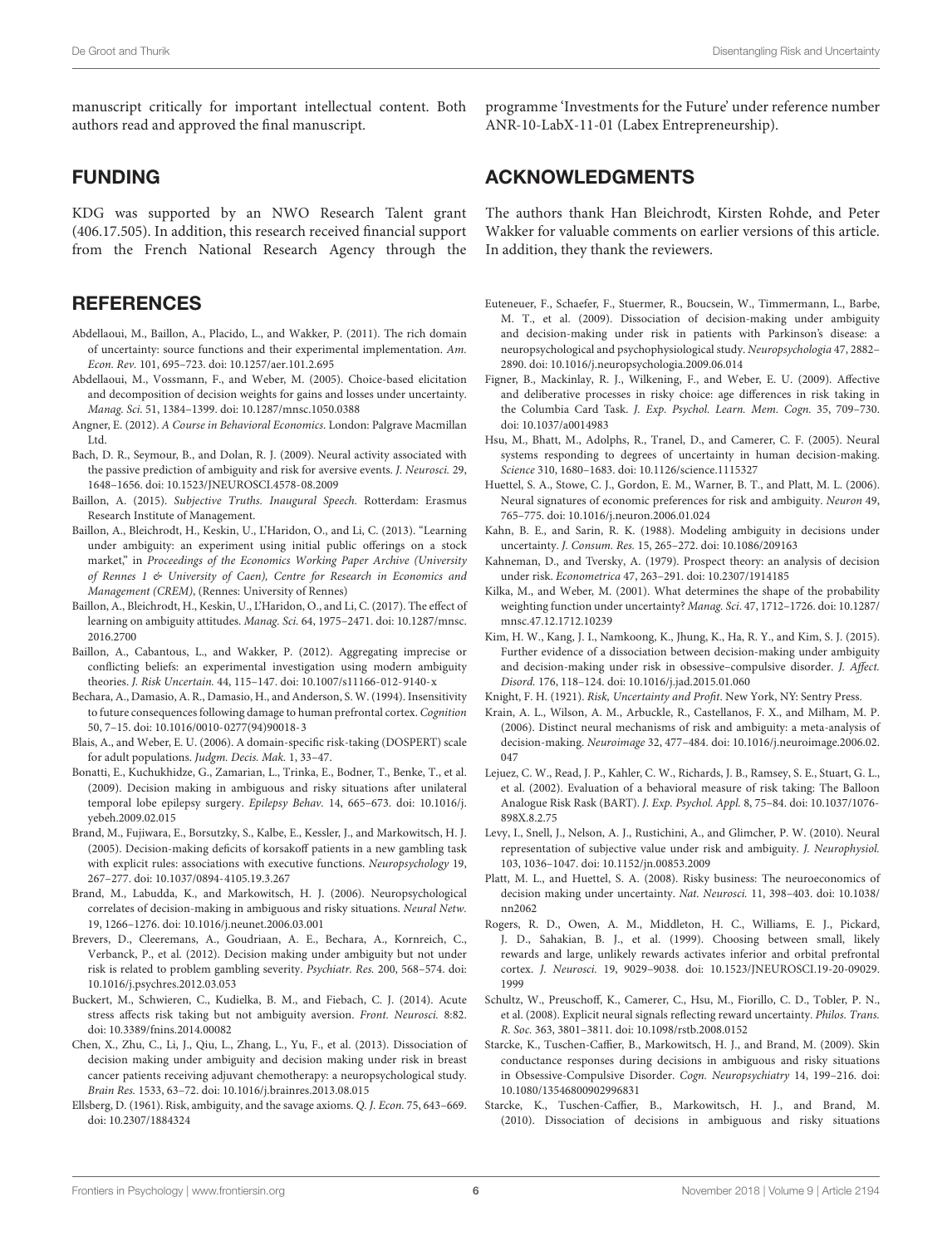manuscript critically for important intellectual content. Both authors read and approved the final manuscript.

## FUNDING

KDG was supported by an NWO Research Talent grant (406.17.505). In addition, this research received financial support from the French National Research Agency through the programme 'Investments for the Future' under reference number ANR-10-LabX-11-01 (Labex Entrepreneurship).

## ACKNOWLEDGMENTS

The authors thank Han Bleichrodt, Kirsten Rohde, and Peter Wakker for valuable comments on earlier versions of this article. In addition, they thank the reviewers.

## REFERENCES

Abdellaoui, M., Baillon, A., Placido, L., and Wakker, P. (2011). The rich domain of uncertainty: source functions and their experimental implementation. *Am. Econ. Rev.* 101, 695–723. doi: 10.1257/aer.101.2.695

Abdellaoui, M., Vossmann, F., and Weber, M. (2005). Choice-based elicitation and decomposition of decision weights for gains and losses under uncertainty. *Manag. Sci.* 51, 1384–1399. doi: 10.1287/mnsc.1050.0388

Angner, E. (2012). *A Course in Behavioral Economics*. London: Palgrave Macmillan Ltd.

Bach, D. R., Seymour, B., and Dolan, R. J. (2009). Neural activity associated with the passive prediction of ambiguity and risk for aversive events. *J. Neurosci.* 29, 1648–1656. doi: 10.1523/JNEUROSCI.4578-08.2009

Baillon, A. (2015). *Subjective Truths. Inaugural Speech.* Rotterdam: Erasmus Research Institute of Management.

Baillon, A., Bleichrodt, H., Keskin, U., L'Haridon, O., and Li, C. (2013). "Learning under ambiguity: an experiment using initial public offerings on a stock market," in *Proceedings of the Economics Working Paper Archive (University of Rennes 1 & University of Caen), Centre for Research in Economics and Management (CREM)*, (Rennes: University of Rennes)

Baillon, A., Bleichrodt, H., Keskin, U., L'Haridon, O., and Li, C. (2017). The effect of learning on ambiguity attitudes. *Manag. Sci.* 64, 1975–2471. doi: 10.1287/mnsc.2016.2700

Baillon, A., Cabantous, L., and Wakker, P. (2012). Aggregating imprecise or conflicting beliefs: an experimental investigation using modern ambiguity theories. *J. Risk Uncertain.* 44, 115–147. doi: 10.1007/s11166-012-9140-x

Bechara, A., Damasio, A. R., Damasio, H., and Anderson, S. W. (1994). Insensitivity to future consequences following damage to human prefrontal cortex. *Cognition* 50, 7–15. doi: 10.1016/0010-0277(94)90018-3

Blais, A., and Weber, E. U. (2006). A domain-specific risk-taking (DOSPERT) scale for adult populations. *Judgm. Decis. Mak.* 1, 33–47.

Bonatti, E., Kuchukhidze, G., Zamarian, L., Trinka, E., Bodner, T., Benke, T., et al. (2009). Decision making in ambiguous and risky situations after unilateral temporal lobe epilepsy surgery. *Epilepsy Behav.* 14, 665–673. doi: 10.1016/j.yebeh.2009.02.015

Brand, M., Fujiwara, E., Borsutzky, S., Kalbe, E., Kessler, J., and Markowitsch, H. J. (2005). Decision-making deficits of korsakoff patients in a new gambling task with explicit rules: associations with executive functions. *Neuropsychology* 19, 267–277. doi: 10.1037/0894-4105.19.3.267

Brand, M., Labudda, K., and Markowitsch, H. J. (2006). Neuropsychological correlates of decision-making in ambiguous and risky situations. *Neural Netw.* 19, 1266–1276. doi: 10.1016/j.neunet.2006.03.001

Brevers, D., Cleeremans, A., Goudriaan, A. E., Bechara, A., Kornreich, C., Verbanck, P., et al. (2012). Decision making under ambiguity but not under risk is related to problem gambling severity. *Psychiatr. Res.* 200, 568–574. doi: 10.1016/j.psychres.2012.03.053

Buckert, M., Schwieren, C., Kudielka, B. M., and Fiebach, C. J. (2014). Acute stress affects risk taking but not ambiguity aversion. *Front. Neurosci.* 8:82. doi: 10.3389/fnins.2014.00082

Chen, X., Zhu, C., Li, J., Qiu, L., Zhang, L., Yu, F., et al. (2013). Dissociation of decision making under ambiguity and decision making under risk in breast cancer patients receiving adjuvant chemotherapy: a neuropsychological study. *Brain Res.* 1533, 63–72. doi: 10.1016/j.brainres.2013.08.015

Ellsberg, D. (1961). Risk, ambiguity, and the savage axioms. *Q. J. Econ.* 75, 643–669. doi: 10.2307/1884324

Euteneuer, F., Schaefer, F., Stuermer, R., Boucsein, W., Timmermann, L., Barbe, M. T., et al. (2009). Dissociation of decision-making under ambiguity and decision-making under risk in patients with Parkinson's disease: a neuropsychological and psychophysiological study. *Neuropsychologia* 47, 2882–2890. doi: 10.1016/j.neuropsychologia.2009.06.014

Figner, B., Mackinlay, R. J., Wilkening, F., and Weber, E. U. (2009). Affective and deliberative processes in risky choice: age differences in risk taking in the Columbia Card Task. *J. Exp. Psychol. Learn. Mem. Cogn.* 35, 709–730. doi: 10.1037/a0014983

Hsu, M., Bhatt, M., Adolphs, R., Tranel, D., and Camerer, C. F. (2005). Neural systems responding to degrees of uncertainty in human decision-making. *Science* 310, 1680–1683. doi: 10.1126/science.1115327

Huettel, S. A., Stowe, C. J., Gordon, E. M., Warner, B. T., and Platt, M. L. (2006). Neural signatures of economic preferences for risk and ambiguity. *Neuron* 49, 765–775. doi: 10.1016/j.neuron.2006.01.024

Kahn, B. E., and Sarin, R. K. (1988). Modeling ambiguity in decisions under uncertainty. *J. Consum. Res.* 15, 265–272. doi: 10.1086/209163

Kahneman, D., and Tversky, A. (1979). Prospect theory: an analysis of decision under risk. *Econometrica* 47, 263–291. doi: 10.2307/1914185

Kilka, M., and Weber, M. (2001). What determines the shape of the probability weighting function under uncertainty? *Manag. Sci*. 47, 1712–1726. doi: 10.1287/mnsc.47.12.1712.10239

Kim, H. W., Kang, J. I., Namkoong, K., Jhung, K., Ha, R. Y., and Kim, S. J. (2015). Further evidence of a dissociation between decision-making under ambiguity and decision-making under risk in obsessive–compulsive disorder. *J. Affect. Disord.* 176, 118–124. doi: 10.1016/j.jad.2015.01.060

Knight, F. H. (1921). *Risk, Uncertainty and Profit*. New York, NY: Sentry Press.

Krain, A. L., Wilson, A. M., Arbuckle, R., Castellanos, F. X., and Milham, M. P. (2006). Distinct neural mechanisms of risk and ambiguity: a meta-analysis of decision-making. *Neuroimage* 32, 477–484. doi: 10.1016/j.neuroimage.2006.02.047

Lejuez, C. W., Read, J. P., Kahler, C. W., Richards, J. B., Ramsey, S. E., Stuart, G. L., et al. (2002). Evaluation of a behavioral measure of risk taking: The Balloon Analogue Risk Rask (BART). *J. Exp. Psychol. Appl.* 8, 75–84. doi: 10.1037/1076-898X.8.2.75

Levy, I., Snell, J., Nelson, A. J., Rustichini, A., and Glimcher, P. W. (2010). Neural representation of subjective value under risk and ambiguity. *J. Neurophysiol.* 103, 1036–1047. doi: 10.1152/jn.00853.2009

Platt, M. L., and Huettel, S. A. (2008). Risky business: The neuroeconomics of decision making under uncertainty. *Nat. Neurosci.* 11, 398–403. doi: 10.1038/nn2062

Rogers, R. D., Owen, A. M., Middleton, H. C., Williams, E. J., Pickard, J. D., Sahakian, B. J., et al. (1999). Choosing between small, likely rewards and large, unlikely rewards activates inferior and orbital prefrontal cortex. *J. Neurosci.* 19, 9029–9038. doi: 10.1523/JNEUROSCI.19-20-09029.1999

Schultz, W., Preuschoff, K., Camerer, C., Hsu, M., Fiorillo, C. D., Tobler, P. N., et al. (2008). Explicit neural signals reflecting reward uncertainty. *Philos. Trans. R. Soc.* 363, 3801–3811. doi: 10.1098/rstb.2008.0152

Starcke, K., Tuschen-Caffier, B., Markowitsch, H. J., and Brand, M. (2009). Skin conductance responses during decisions in ambiguous and risky situations in Obsessive-Compulsive Disorder. *Cogn. Neuropsychiatry* 14, 199–216. doi: 10.1080/13546800902996831

Starcke, K., Tuschen-Caffier, B., Markowitsch, H. J., and Brand, M. (2010). Dissociation of decisions in ambiguous and risky situations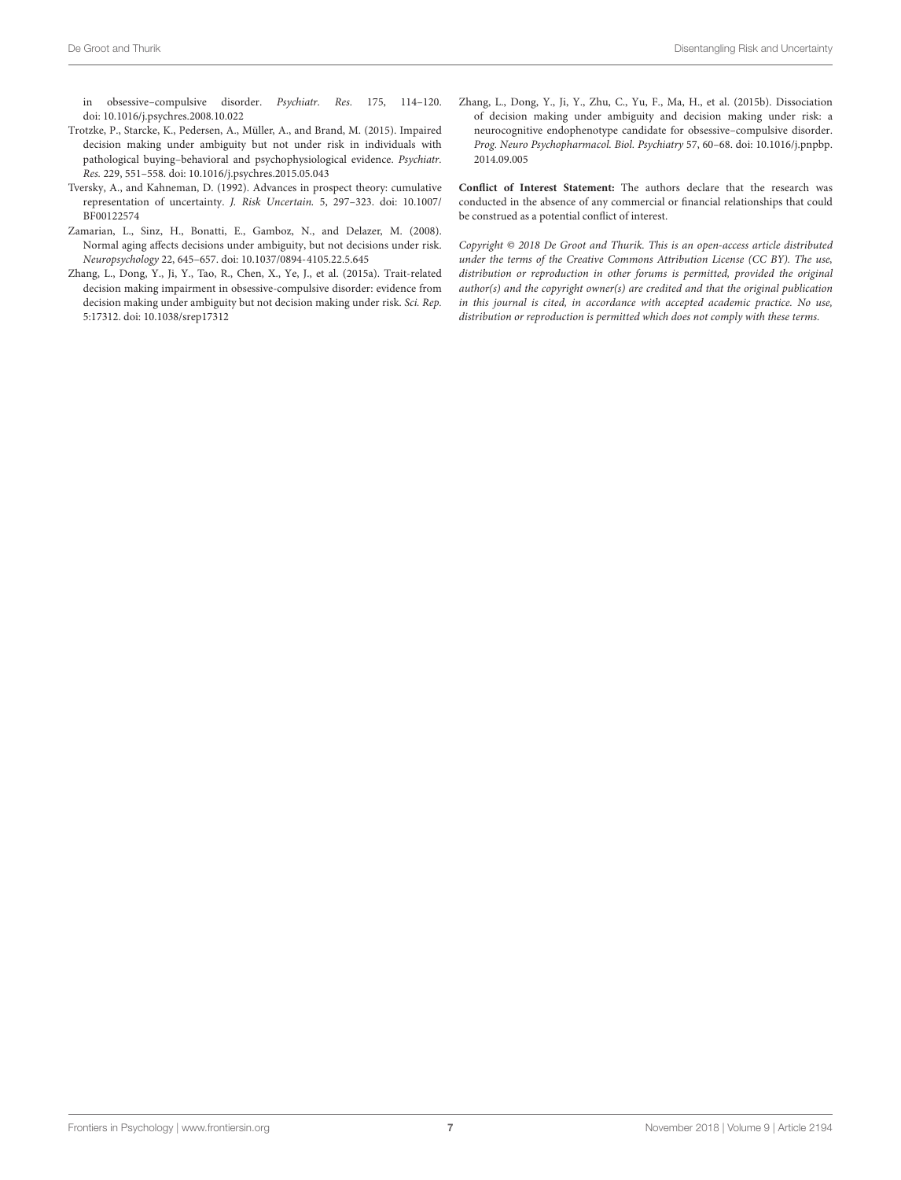in obsessive–compulsive disorder. *Psychiatr. Res.* 175, 114–120. doi: 10.1016/j.psychres.2008.10.022

Trotzke, P., Starcke, K., Pedersen, A., Müller, A., and Brand, M. (2015). Impaired decision making under ambiguity but not under risk in individuals with pathological buying–behavioral and psychophysiological evidence. *Psychiatr. Res.* 229, 551–558. doi: 10.1016/j.psychres.2015.05.043

Tversky, A., and Kahneman, D. (1992). Advances in prospect theory: cumulative representation of uncertainty. *J. Risk Uncertain.* 5, 297–323. doi: 10.1007/BF00122574

Zamarian, L., Sinz, H., Bonatti, E., Gamboz, N., and Delazer, M. (2008). Normal aging affects decisions under ambiguity, but not decisions under risk. *Neuropsychology* 22, 645–657. doi: 10.1037/0894-4105.22.5.645

Zhang, L., Dong, Y., Ji, Y., Tao, R., Chen, X., Ye, J., et al. (2015a). Trait-related decision making impairment in obsessive-compulsive disorder: evidence from decision making under ambiguity but not decision making under risk. *Sci. Rep.* 5:17312. doi: 10.1038/srep17312

Zhang, L., Dong, Y., Ji, Y., Zhu, C., Yu, F., Ma, H., et al. (2015b). Dissociation of decision making under ambiguity and decision making under risk: a neurocognitive endophenotype candidate for obsessive–compulsive disorder. *Prog. Neuro Psychopharmacol. Biol. Psychiatry* 57, 60–68. doi: 10.1016/j.pnpbp.2014.09.005

**Conflict of Interest Statement:** The authors declare that the research was conducted in the absence of any commercial or financial relationships that could be construed as a potential conflict of interest.

*Copyright © 2018 De Groot and Thurik. This is an open-access article distributed under the terms of the Creative Commons Attribution License (CC BY). The use, distribution or reproduction in other forums is permitted, provided the original author(s) and the copyright owner(s) are credited and that the original publication in this journal is cited, in accordance with accepted academic practice. No use, distribution or reproduction is permitted which does not comply with these terms.*